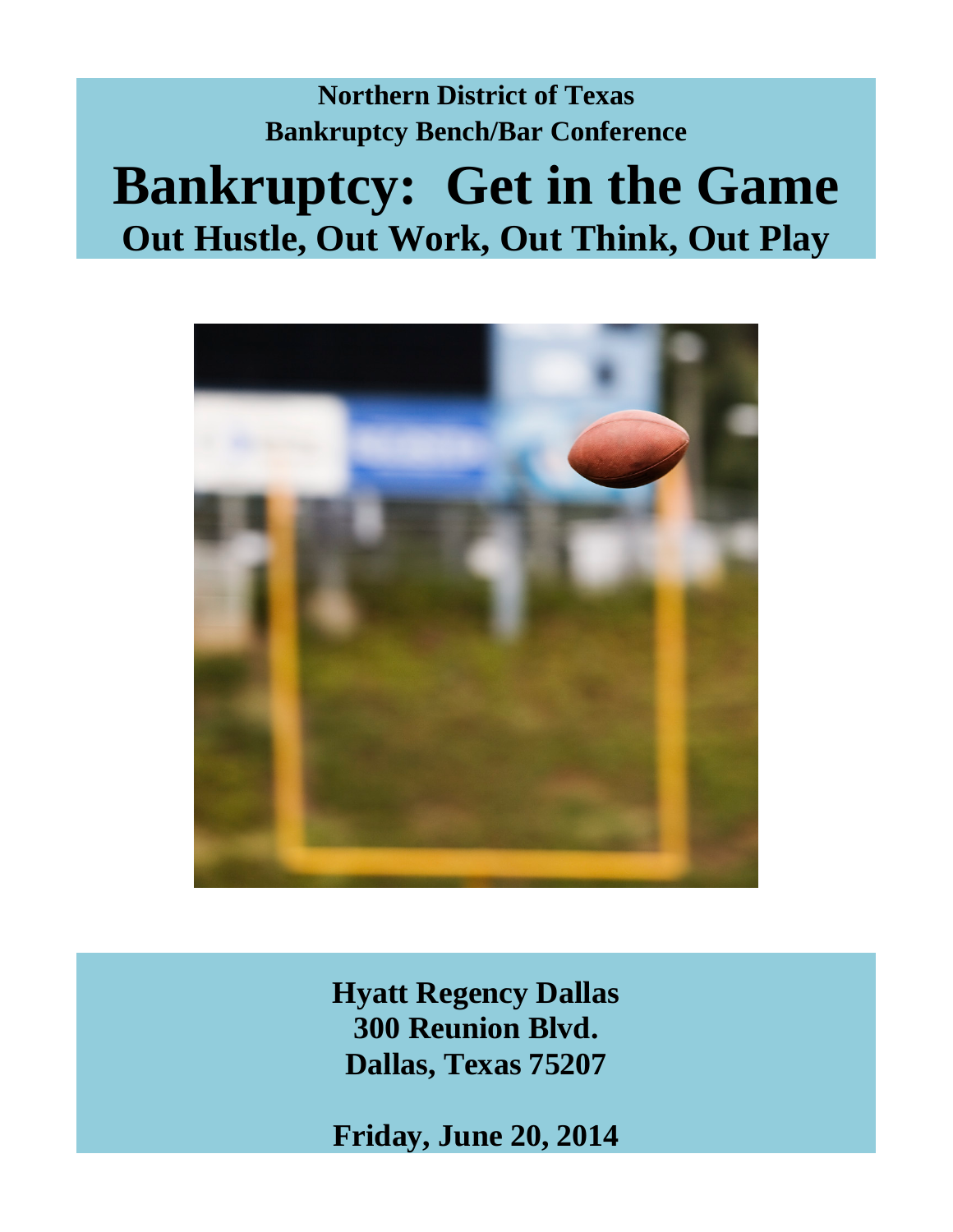**Northern District of Texas**
**Bankruptcy Bench/Bar Conference**

# Bankruptcy: Get in the Game

## Out Hustle, Out Work, Out Think, Out Play

**Hyatt Regency Dallas**
**300 Reunion Blvd.**
**Dallas, Texas 75207**

**Friday, June 20, 2014**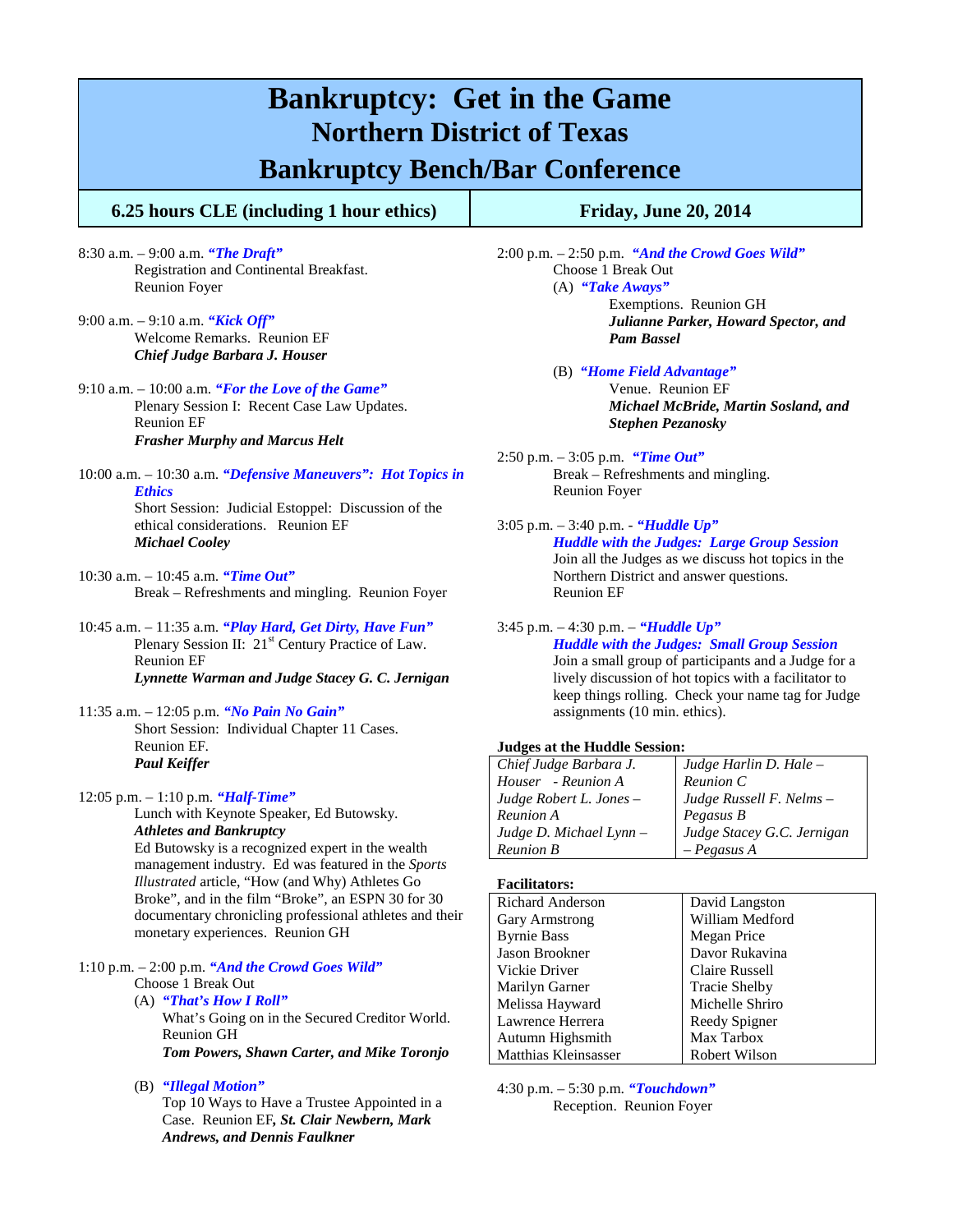# Bankruptcy: Get in the Game

## Northern District of Texas

## Bankruptcy Bench/Bar Conference

| 6.25 hours CLE (including 1 hour ethics) | Friday, June 20, 2014 |
|---|---|

8:30 a.m. – 9:00 a.m. ***"The Draft"***
Registration and Continental Breakfast.
Reunion Foyer

9:00 a.m. – 9:10 a.m. ***"Kick Off"***
Welcome Remarks. Reunion EF
***Chief Judge Barbara J. Houser***

9:10 a.m. – 10:00 a.m. ***"For the Love of the Game"***
Plenary Session I: Recent Case Law Updates.
Reunion EF
***Frasher Murphy and Marcus Helt***

10:00 a.m. – 10:30 a.m. ***"Defensive Maneuvers": Hot Topics in Ethics***
Short Session: Judicial Estoppel: Discussion of the ethical considerations. Reunion EF
***Michael Cooley***

10:30 a.m. – 10:45 a.m. ***"Time Out"***
Break – Refreshments and mingling. Reunion Foyer

10:45 a.m. – 11:35 a.m. ***"Play Hard, Get Dirty, Have Fun"***
Plenary Session II: 21st Century Practice of Law.
Reunion EF
***Lynnette Warman and Judge Stacey G. C. Jernigan***

11:35 a.m. – 12:05 p.m. ***"No Pain No Gain"***
Short Session: Individual Chapter 11 Cases.
Reunion EF.
***Paul Keiffer***

12:05 p.m. – 1:10 p.m. ***"Half-Time"***
Lunch with Keynote Speaker, Ed Butowsky.
***Athletes and Bankruptcy***
Ed Butowsky is a recognized expert in the wealth management industry. Ed was featured in the *Sports Illustrated* article, "How (and Why) Athletes Go Broke", and in the film "Broke", an ESPN 30 for 30 documentary chronicling professional athletes and their monetary experiences. Reunion GH

1:10 p.m. – 2:00 p.m. ***"And the Crowd Goes Wild"***
Choose 1 Break Out

(A) ***"That's How I Roll"***
What's Going on in the Secured Creditor World.
Reunion GH
***Tom Powers, Shawn Carter, and Mike Toronjo***

(B) ***"Illegal Motion"***
Top 10 Ways to Have a Trustee Appointed in a Case. Reunion EF**, *St. Clair Newbern, Mark Andrews, and Dennis Faulkner***

2:00 p.m. – 2:50 p.m. ***"And the Crowd Goes Wild"***
Choose 1 Break Out

(A) ***"Take Aways"***
Exemptions. Reunion GH
***Julianne Parker, Howard Spector, and Pam Bassel***

(B) ***"Home Field Advantage"***
Venue. Reunion EF
***Michael McBride, Martin Sosland, and Stephen Pezanosky***

2:50 p.m. – 3:05 p.m. ***"Time Out"***
Break – Refreshments and mingling.
Reunion Foyer

3:05 p.m. – 3:40 p.m. - ***"Huddle Up"***
***Huddle with the Judges: Large Group Session***
Join all the Judges as we discuss hot topics in the Northern District and answer questions.
Reunion EF

3:45 p.m. – 4:30 p.m. – ***"Huddle Up"***
***Huddle with the Judges: Small Group Session***
Join a small group of participants and a Judge for a lively discussion of hot topics with a facilitator to keep things rolling. Check your name tag for Judge assignments (10 min. ethics).

**Judges at the Huddle Session:**

| | |
|---|---|
| *Chief Judge Barbara J. Houser - Reunion A* | *Judge Harlin D. Hale – Reunion C* |
| *Judge Robert L. Jones – Reunion A* | *Judge Russell F. Nelms – Pegasus B* |
| *Judge D. Michael Lynn – Reunion B* | *Judge Stacey G.C. Jernigan – Pegasus A* |

**Facilitators:**

| | |
|---|---|
| Richard Anderson | David Langston |
| Gary Armstrong | William Medford |
| Byrnie Bass | Megan Price |
| Jason Brookner | Davor Rukavina |
| Vickie Driver | Claire Russell |
| Marilyn Garner | Tracie Shelby |
| Melissa Hayward | Michelle Shriro |
| Lawrence Herrera | Reedy Spigner |
| Autumn Highsmith | Max Tarbox |
| Matthias Kleinsasser | Robert Wilson |

4:30 p.m. – 5:30 p.m. ***"Touchdown"***
Reception. Reunion Foyer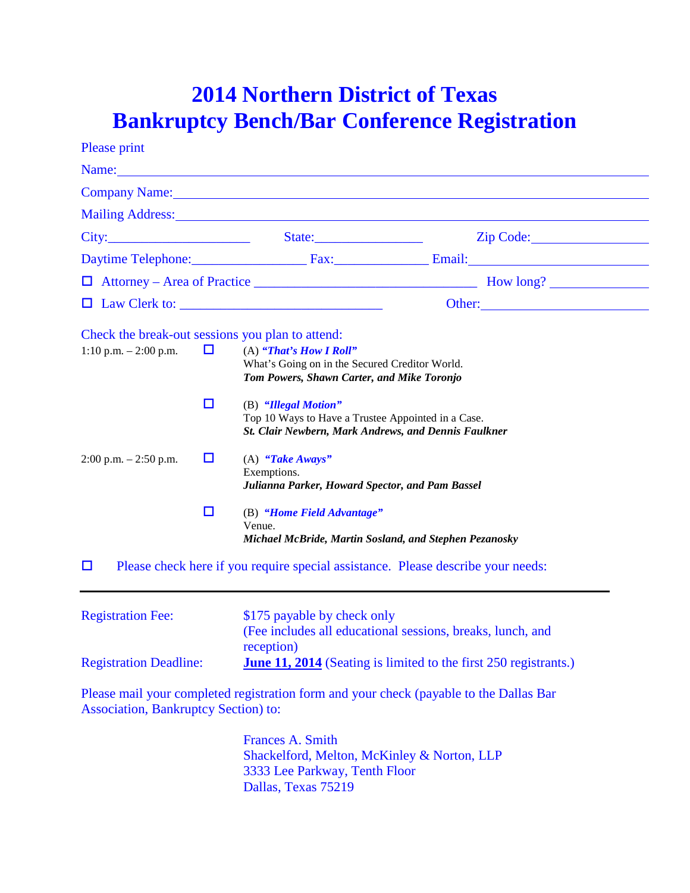# 2014 Northern District of Texas
# Bankruptcy Bench/Bar Conference Registration

Please print

Name:\_\_\_\_\_\_\_\_\_\_\_\_\_\_\_\_\_\_\_\_\_\_\_\_\_\_\_\_\_\_\_\_\_\_\_\_\_\_\_\_\_\_\_\_\_\_\_\_\_\_\_\_\_\_\_\_\_\_\_\_\_\_\_\_\_\_\_\_

Company Name:\_\_\_\_\_\_\_\_\_\_\_\_\_\_\_\_\_\_\_\_\_\_\_\_\_\_\_\_\_\_\_\_\_\_\_\_\_\_\_\_\_\_\_\_\_\_\_\_\_\_\_\_\_\_\_\_\_\_\_\_\_\_

Mailing Address:\_\_\_\_\_\_\_\_\_\_\_\_\_\_\_\_\_\_\_\_\_\_\_\_\_\_\_\_\_\_\_\_\_\_\_\_\_\_\_\_\_\_\_\_\_\_\_\_\_\_\_\_\_\_\_\_\_\_\_\_\_

City:\_\_\_\_\_\_\_\_\_\_\_\_\_\_\_\_\_\_\_\_ State:\_\_\_\_\_\_\_\_\_\_\_\_\_\_\_\_ Zip Code:\_\_\_\_\_\_\_\_\_\_\_\_\_\_\_\_\_\_

Daytime Telephone:\_\_\_\_\_\_\_\_\_\_\_\_\_\_\_\_\_ Fax:\_\_\_\_\_\_\_\_\_\_\_\_\_\_ Email:\_\_\_\_\_\_\_\_\_\_\_\_\_\_\_\_\_\_\_\_\_\_\_\_\_

☐ Attorney – Area of Practice \_\_\_\_\_\_\_\_\_\_\_\_\_\_\_\_\_\_\_\_\_\_\_\_\_\_\_\_\_\_\_\_\_ How long? \_\_\_\_\_\_\_\_\_\_\_\_\_\_

☐ Law Clerk to: \_\_\_\_\_\_\_\_\_\_\_\_\_\_\_\_\_\_\_\_\_\_\_\_\_\_\_\_\_\_\_ Other:\_\_\_\_\_\_\_\_\_\_\_\_\_\_\_\_\_\_\_\_\_\_\_\_\_\_

Check the break-out sessions you plan to attend:

1:10 p.m. – 2:00 p.m.

☐ (A) ***"That's How I Roll"***
What's Going on in the Secured Creditor World.
***Tom Powers, Shawn Carter, and Mike Toronjo***

☐ (B) ***"Illegal Motion"***
Top 10 Ways to Have a Trustee Appointed in a Case.
***St. Clair Newbern, Mark Andrews, and Dennis Faulkner***

2:00 p.m. – 2:50 p.m.

☐ (A) ***"Take Aways"***
Exemptions.
***Julianna Parker, Howard Spector, and Pam Bassel***

☐ (B) ***"Home Field Advantage"***
Venue.
***Michael McBride, Martin Sosland, and Stephen Pezanosky***

☐ Please check here if you require special assistance. Please describe your needs:

---

Registration Fee: $175 payable by check only
(Fee includes all educational sessions, breaks, lunch, and reception)

Registration Deadline: **June 11, 2014** (Seating is limited to the first 250 registrants.)

Please mail your completed registration form and your check (payable to the Dallas Bar Association, Bankruptcy Section) to:

Frances A. Smith
Shackelford, Melton, McKinley & Norton, LLP
3333 Lee Parkway, Tenth Floor
Dallas, Texas 75219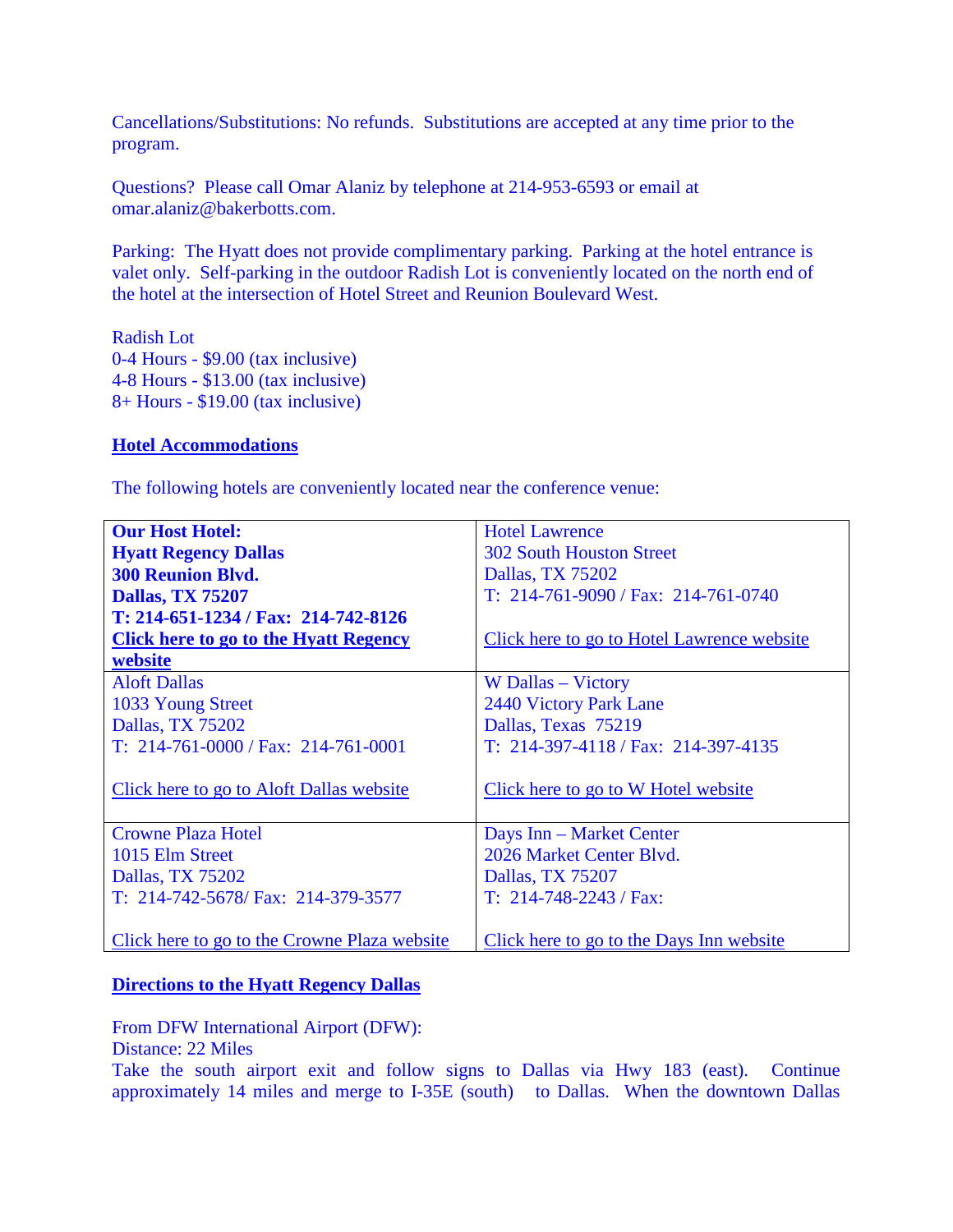Cancellations/Substitutions: No refunds. Substitutions are accepted at any time prior to the program.

Questions? Please call Omar Alaniz by telephone at 214-953-6593 or email at omar.alaniz@bakerbotts.com.

Parking: The Hyatt does not provide complimentary parking. Parking at the hotel entrance is valet only. Self-parking in the outdoor Radish Lot is conveniently located on the north end of the hotel at the intersection of Hotel Street and Reunion Boulevard West.

Radish Lot
0-4 Hours - $9.00 (tax inclusive)
4-8 Hours - $13.00 (tax inclusive)
8+ Hours - $19.00 (tax inclusive)

## Hotel Accommodations

The following hotels are conveniently located near the conference venue:

| | |
|---|---|
| **Our Host Hotel:**<br>**Hyatt Regency Dallas**<br>**300 Reunion Blvd.**<br>**Dallas, TX 75207**<br>**T: 214-651-1234 / Fax: 214-742-8126**<br>**Click here to go to the Hyatt Regency website** | Hotel Lawrence<br>302 South Houston Street<br>Dallas, TX 75202<br>T: 214-761-9090 / Fax: 214-761-0740<br><br>Click here to go to Hotel Lawrence website |
| Aloft Dallas<br>1033 Young Street<br>Dallas, TX 75202<br>T: 214-761-0000 / Fax: 214-761-0001<br><br>Click here to go to Aloft Dallas website | W Dallas – Victory<br>2440 Victory Park Lane<br>Dallas, Texas 75219<br>T: 214-397-4118 / Fax: 214-397-4135<br><br>Click here to go to W Hotel website |
| Crowne Plaza Hotel<br>1015 Elm Street<br>Dallas, TX 75202<br>T: 214-742-5678/ Fax: 214-379-3577<br><br>Click here to go to the Crowne Plaza website | Days Inn – Market Center<br>2026 Market Center Blvd.<br>Dallas, TX 75207<br>T: 214-748-2243 / Fax:<br><br>Click here to go to the Days Inn website |

## Directions to the Hyatt Regency Dallas

From DFW International Airport (DFW):
Distance: 22 Miles
Take the south airport exit and follow signs to Dallas via Hwy 183 (east). Continue approximately 14 miles and merge to I-35E (south) to Dallas. When the downtown Dallas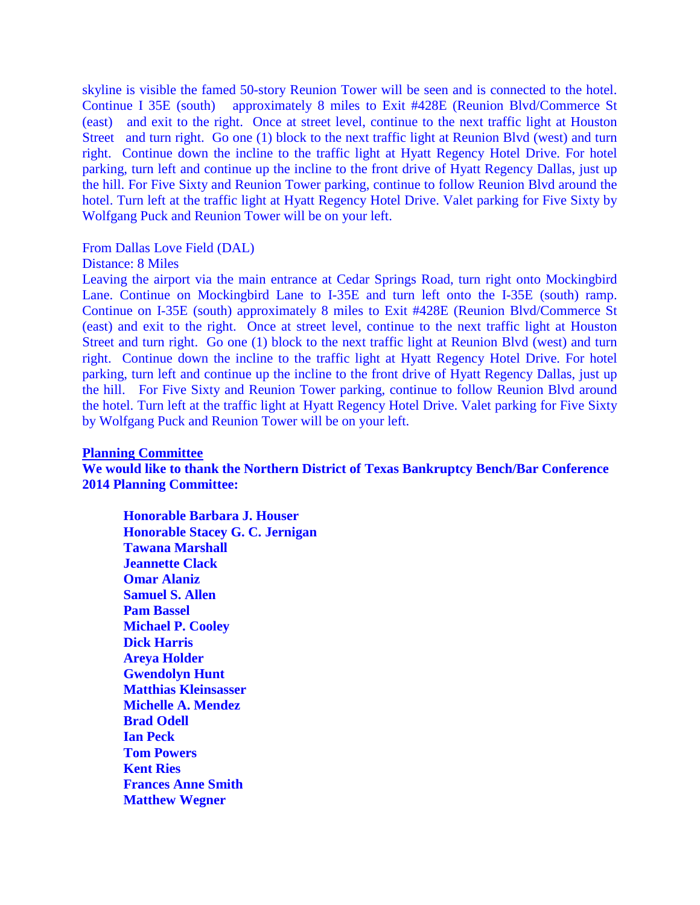skyline is visible the famed 50-story Reunion Tower will be seen and is connected to the hotel. Continue I 35E (south) approximately 8 miles to Exit #428E (Reunion Blvd/Commerce St (east) and exit to the right. Once at street level, continue to the next traffic light at Houston Street and turn right. Go one (1) block to the next traffic light at Reunion Blvd (west) and turn right. Continue down the incline to the traffic light at Hyatt Regency Hotel Drive. For hotel parking, turn left and continue up the incline to the front drive of Hyatt Regency Dallas, just up the hill. For Five Sixty and Reunion Tower parking, continue to follow Reunion Blvd around the hotel. Turn left at the traffic light at Hyatt Regency Hotel Drive. Valet parking for Five Sixty by Wolfgang Puck and Reunion Tower will be on your left.

From Dallas Love Field (DAL)
Distance: 8 Miles
Leaving the airport via the main entrance at Cedar Springs Road, turn right onto Mockingbird Lane. Continue on Mockingbird Lane to I-35E and turn left onto the I-35E (south) ramp. Continue on I-35E (south) approximately 8 miles to Exit #428E (Reunion Blvd/Commerce St (east) and exit to the right. Once at street level, continue to the next traffic light at Houston Street and turn right. Go one (1) block to the next traffic light at Reunion Blvd (west) and turn right. Continue down the incline to the traffic light at Hyatt Regency Hotel Drive. For hotel parking, turn left and continue up the incline to the front drive of Hyatt Regency Dallas, just up the hill. For Five Sixty and Reunion Tower parking, continue to follow Reunion Blvd around the hotel. Turn left at the traffic light at Hyatt Regency Hotel Drive. Valet parking for Five Sixty by Wolfgang Puck and Reunion Tower will be on your left.

## Planning Committee

**We would like to thank the Northern District of Texas Bankruptcy Bench/Bar Conference 2014 Planning Committee:**

**Honorable Barbara J. Houser**
**Honorable Stacey G. C. Jernigan**
**Tawana Marshall**
**Jeannette Clack**
**Omar Alaniz**
**Samuel S. Allen**
**Pam Bassel**
**Michael P. Cooley**
**Dick Harris**
**Areya Holder**
**Gwendolyn Hunt**
**Matthias Kleinsasser**
**Michelle A. Mendez**
**Brad Odell**
**Ian Peck**
**Tom Powers**
**Kent Ries**
**Frances Anne Smith**
**Matthew Wegner**